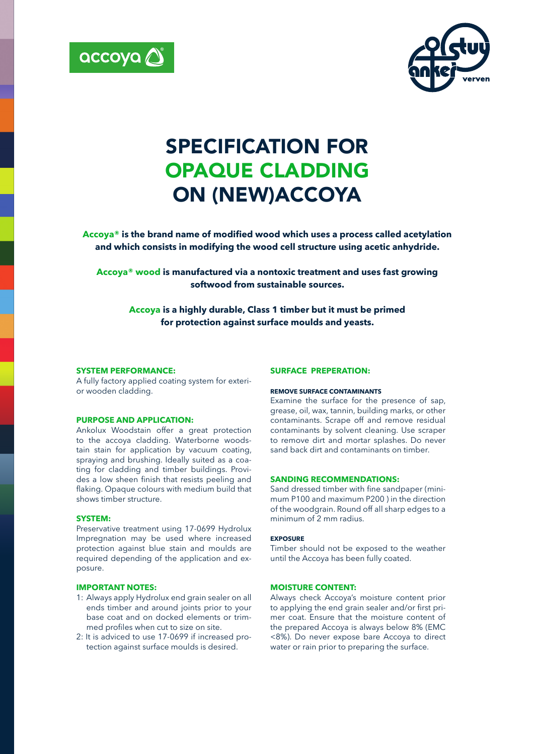# SPECIFICATION FOR OPAQUE CLADDING ON (NEW)ACCOYA

**Accoya® is the brand name of modified wood which uses a process called acetylation and which consists in modifying the wood cell structure using acetic anhydride.**

**Accoya® wood is manufactured via a nontoxic treatment and uses fast growing softwood from sustainable sources.**

**Accoya is a highly durable, Class 1 timber but it must be primed for protection against surface moulds and yeasts.**

### SYSTEM PERFORMANCE:

A fully factory applied coating system for exterior wooden cladding.

### PURPOSE AND APPLICATION:

Ankolux Woodstain offer a great protection to the accoya cladding. Waterborne woodstain stain for application by vacuum coating, spraying and brushing. Ideally suited as a coating for cladding and timber buildings. Provides a low sheen finish that resists peeling and flaking. Opaque colours with medium build that shows timber structure.

### SYSTEM:

Preservative treatment using 17-0699 Hydrolux Impregnation may be used where increased protection against blue stain and moulds are required depending of the application and exposure.

### IMPORTANT NOTES:

1: Always apply Hydrolux end grain sealer on all ends timber and around joints prior to your base coat and on docked elements or trimmed profiles when cut to size on site.

2: It is adviced to use 17-0699 if increased protection against surface moulds is desired.

### SURFACE PREPERATION:

#### REMOVE SURFACE CONTAMINANTS

Examine the surface for the presence of sap, grease, oil, wax, tannin, building marks, or other contaminants. Scrape off and remove residual contaminants by solvent cleaning. Use scraper to remove dirt and mortar splashes. Do never sand back dirt and contaminants on timber.

### SANDING RECOMMENDATIONS:

Sand dressed timber with fine sandpaper (minimum P100 and maximum P200 ) in the direction of the woodgrain. Round off all sharp edges to a minimum of 2 mm radius.

#### EXPOSURE

Timber should not be exposed to the weather until the Accoya has been fully coated.

### MOISTURE CONTENT:

Always check Accoya's moisture content prior to applying the end grain sealer and/or first primer coat. Ensure that the moisture content of the prepared Accoya is always below 8% (EMC <8%). Do never expose bare Accoya to direct water or rain prior to preparing the surface.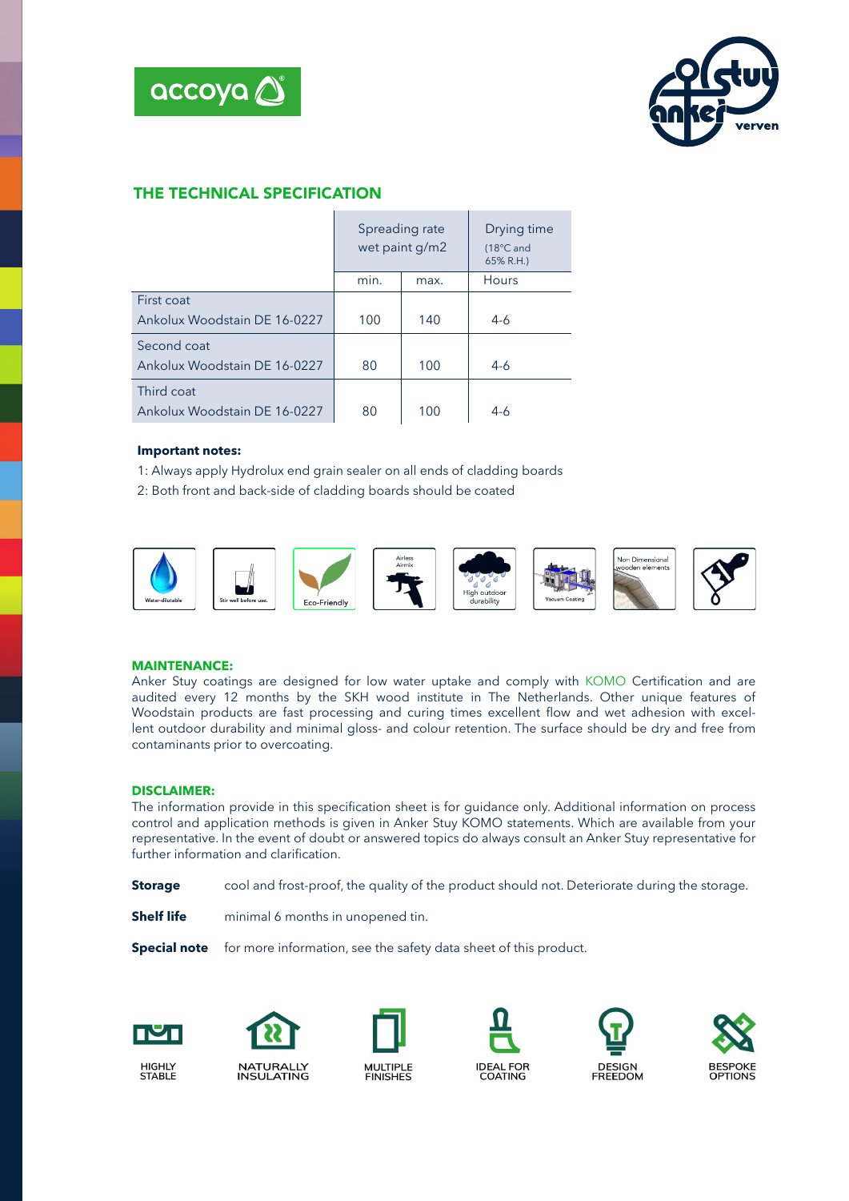## THE TECHNICAL SPECIFICATION

| | Spreading rate wet paint g/m2 | | Drying time (18°C and 65% R.H.) |
|---|---|---|---|
| | min. | max. | Hours |
| First coat<br>Ankolux Woodstain DE 16-0227 | 100 | 140 | 4-6 |
| Second coat<br>Ankolux Woodstain DE 16-0227 | 80 | 100 | 4-6 |
| Third coat<br>Ankolux Woodstain DE 16-0227 | 80 | 100 | 4-6 |

**Important notes:**

1: Always apply Hydrolux end grain sealer on all ends of cladding boards

2: Both front and back-side of cladding boards should be coated

Water-dilutable

Stir well before use.

Eco-Friendly

Airless
Airmix

High outdoor durability

Vacuum Coating

Non Dimensional wooden elements

### MAINTENANCE:

Anker Stuy coatings are designed for low water uptake and comply with KOMO Certification and are audited every 12 months by the SKH wood institute in The Netherlands. Other unique features of Woodstain products are fast processing and curing times excellent flow and wet adhesion with excellent outdoor durability and minimal gloss- and colour retention. The surface should be dry and free from contaminants prior to overcoating.

### DISCLAIMER:

The information provide in this specification sheet is for guidance only. Additional information on process control and application methods is given in Anker Stuy KOMO statements. Which are available from your representative. In the event of doubt or answered topics do always consult an Anker Stuy representative for further information and clarification.

**Storage** cool and frost-proof, the quality of the product should not. Deteriorate during the storage.

**Shelf life** minimal 6 months in unopened tin.

**Special note** for more information, see the safety data sheet of this product.

HIGHLY STABLE

NATURALLY INSULATING

MULTIPLE FINISHES

IDEAL FOR COATING

DESIGN FREEDOM

BESPOKE OPTIONS